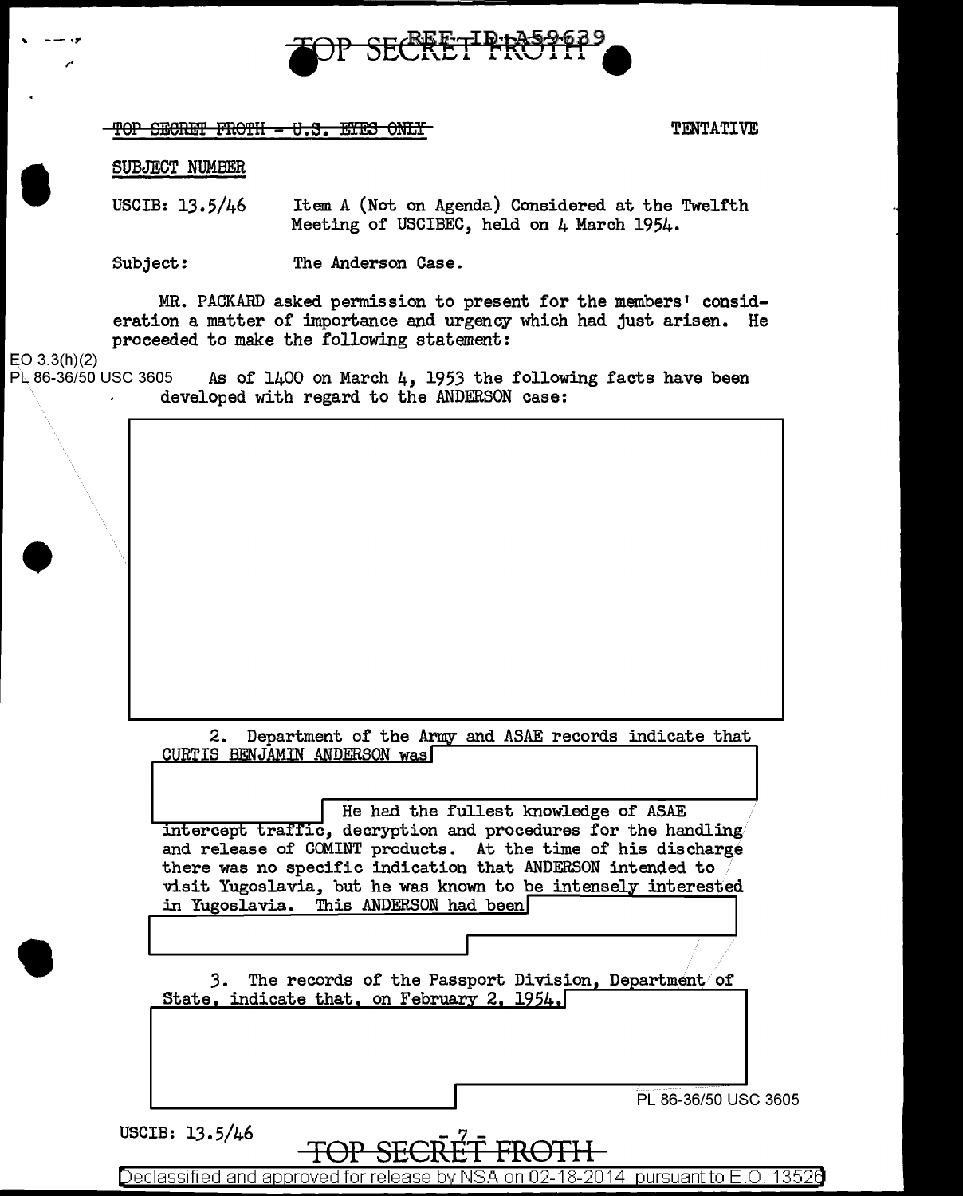~~TOP SECRET FROTH - U.S. EYES ONLY~~ TENTATIVE

SUBJECT NUMBER

USCIB: 13.5/46 Item A (Not on Agenda) Considered at the Twelfth Meeting of USCIBEC, held on 4 March 1954.

Subject: The Anderson Case.

MR. PACKARD asked permission to present for the members' consideration a matter of importance and urgency which had just arisen. He proceeded to make the following statement:

EO 3.3(h)(2)
PL 86-36/50 USC 3605

As of 1400 on March 4, 1953 the following facts have been developed with regard to the ANDERSON case:

[REDACTED]

2. Department of the Army and ASAE records indicate that CURTIS BENJAMIN ANDERSON was [REDACTED] He had the fullest knowledge of ASAE intercept traffic, decryption and procedures for the handling and release of COMINT products. At the time of his discharge there was no specific indication that ANDERSON intended to visit Yugoslavia, but he was known to be intensely interested in Yugoslavia. This ANDERSON had been [REDACTED]

3. The records of the Passport Division, Department of State, indicate that, on February 2, 1954, [REDACTED]

PL 86-36/50 USC 3605

USCIB: 13.5/46

TOP SECRET FROTH

Declassified and approved for release by NSA on 02-18-2014 pursuant to E.O. 13526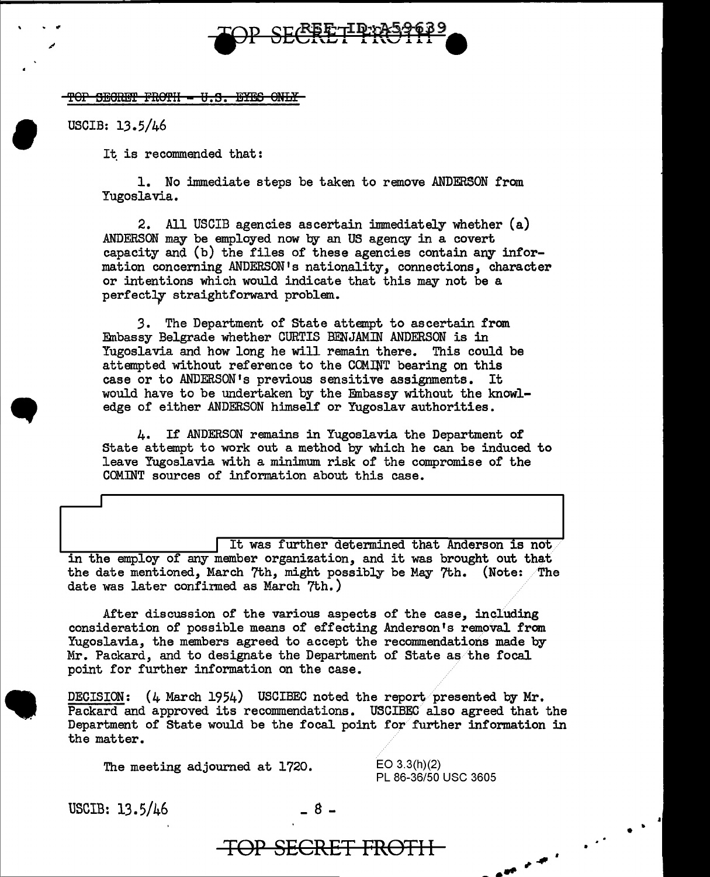~~TOP SECRET FROTH - U.S. EYES ONLY~~

USCIB: 13.5/46

It is recommended that:

1. No immediate steps be taken to remove ANDERSON from Yugoslavia.

2. All USCIB agencies ascertain immediately whether (a) ANDERSON may be employed now by an US agency in a covert capacity and (b) the files of these agencies contain any information concerning ANDERSON's nationality, connections, character or intentions which would indicate that this may not be a perfectly straightforward problem.

3. The Department of State attempt to ascertain from Embassy Belgrade whether CURTIS BENJAMIN ANDERSON is in Yugoslavia and how long he will remain there. This could be attempted without reference to the COMINT bearing on this case or to ANDERSON's previous sensitive assignments. It would have to be undertaken by the Embassy without the knowledge of either ANDERSON himself or Yugoslav authorities.

4. If ANDERSON remains in Yugoslavia the Department of State attempt to work out a method by which he can be induced to leave Yugoslavia with a minimum risk of the compromise of the COMINT sources of information about this case.

It was further determined that Anderson is not in the employ of any member organization, and it was brought out that the date mentioned, March 7th, might possibly be May 7th. (Note: The date was later confirmed as March 7th.)

After discussion of the various aspects of the case, including consideration of possible means of effecting Anderson's removal from Yugoslavia, the members agreed to accept the recommendations made by Mr. Packard, and to designate the Department of State as the focal point for further information on the case.

DECISION: (4 March 1954) USCIBEC noted the report presented by Mr. Packard and approved its recommendations. USCIBEC also agreed that the Department of State would be the focal point for further information in the matter.

The meeting adjourned at 1720.

EO 3.3(h)(2)
PL 86-36/50 USC 3605

USCIB: 13.5/46